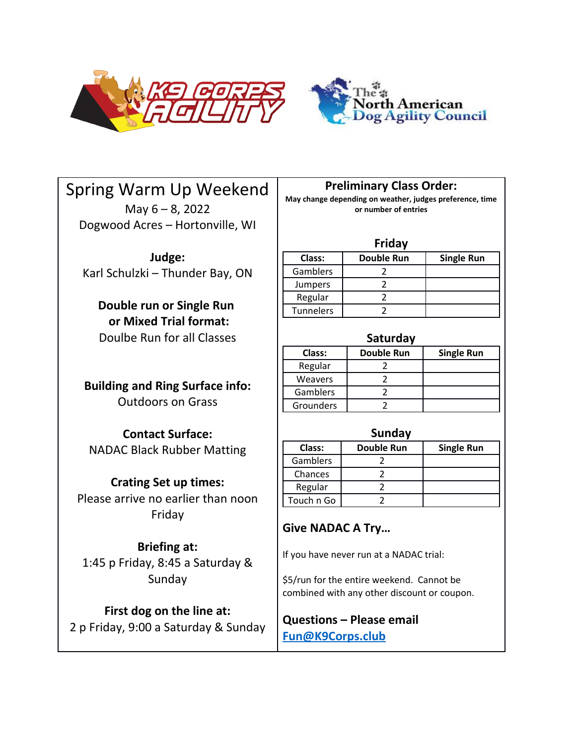K9 CORPS AGILITY

The North American Dog Agility Council

# Spring Warm Up Weekend

May 6 – 8, 2022

Dogwood Acres – Hortonville, WI

**Judge:**

Karl Schulzki – Thunder Bay, ON

**Double run or Single Run or Mixed Trial format:**

Doulbe Run for all Classes

**Building and Ring Surface info:**

Outdoors on Grass

**Contact Surface:**

NADAC Black Rubber Matting

**Crating Set up times:**

Please arrive no earlier than noon Friday

**Briefing at:**

1:45 p Friday, 8:45 a Saturday & Sunday

**First dog on the line at:**

2 p Friday, 9:00 a Saturday & Sunday

## Preliminary Class Order:

**May change depending on weather, judges preference, time or number of entries**

### Friday

| Class: | Double Run | Single Run |
|---|---|---|
| Gamblers | 2 | |
| Jumpers | 2 | |
| Regular | 2 | |
| Tunnelers | 2 | |

### Saturday

| Class: | Double Run | Single Run |
|---|---|---|
| Regular | 2 | |
| Weavers | 2 | |
| Gamblers | 2 | |
| Grounders | 2 | |

### Sunday

| Class: | Double Run | Single Run |
|---|---|---|
| Gamblers | 2 | |
| Chances | 2 | |
| Regular | 2 | |
| Touch n Go | 2 | |

## Give NADAC A Try…

If you have never run at a NADAC trial:

$5/run for the entire weekend. Cannot be combined with any other discount or coupon.

## Questions – Please email

**Fun@K9Corps.club**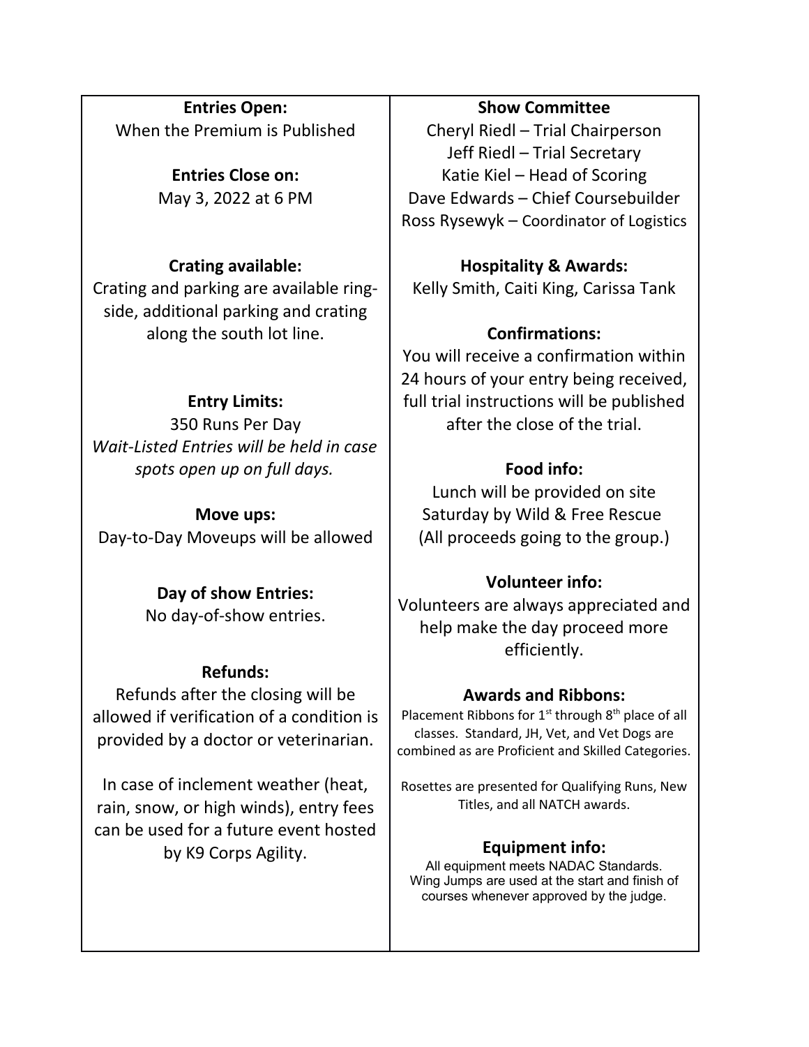**Entries Open:**
When the Premium is Published

**Entries Close on:**
May 3, 2022 at 6 PM

**Crating available:**
Crating and parking are available ring-side, additional parking and crating along the south lot line.

**Entry Limits:**
350 Runs Per Day
*Wait-Listed Entries will be held in case spots open up on full days.*

**Move ups:**
Day-to-Day Moveups will be allowed

**Day of show Entries:**
No day-of-show entries.

**Refunds:**
Refunds after the closing will be allowed if verification of a condition is provided by a doctor or veterinarian.

In case of inclement weather (heat, rain, snow, or high winds), entry fees can be used for a future event hosted by K9 Corps Agility.

**Show Committee**
Cheryl Riedl – Trial Chairperson
Jeff Riedl – Trial Secretary
Katie Kiel – Head of Scoring
Dave Edwards – Chief Coursebuilder
Ross Rysewyk – Coordinator of Logistics

**Hospitality & Awards:**
Kelly Smith, Caiti King, Carissa Tank

**Confirmations:**
You will receive a confirmation within 24 hours of your entry being received, full trial instructions will be published after the close of the trial.

**Food info:**
Lunch will be provided on site Saturday by Wild & Free Rescue (All proceeds going to the group.)

**Volunteer info:**
Volunteers are always appreciated and help make the day proceed more efficiently.

**Awards and Ribbons:**
Placement Ribbons for 1st through 8th place of all classes. Standard, JH, Vet, and Vet Dogs are combined as are Proficient and Skilled Categories.

Rosettes are presented for Qualifying Runs, New Titles, and all NATCH awards.

**Equipment info:**
All equipment meets NADAC Standards.
Wing Jumps are used at the start and finish of courses whenever approved by the judge.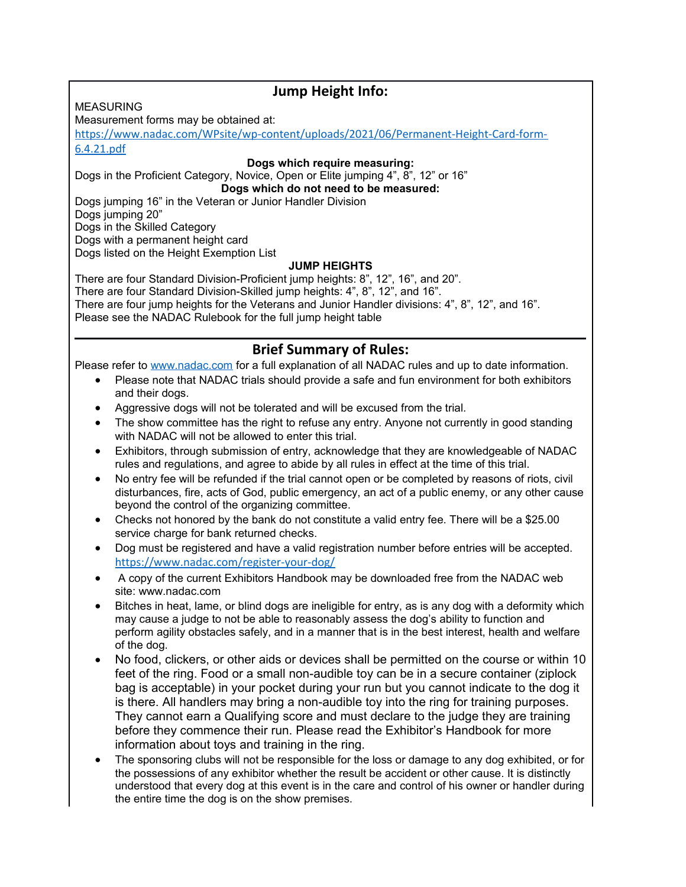## Jump Height Info:

MEASURING

Measurement forms may be obtained at:
https://www.nadac.com/WPsite/wp-content/uploads/2021/06/Permanent-Height-Card-form-6.4.21.pdf

**Dogs which require measuring:**

Dogs in the Proficient Category, Novice, Open or Elite jumping 4", 8", 12" or 16"

**Dogs which do not need to be measured:**

Dogs jumping 16" in the Veteran or Junior Handler Division
Dogs jumping 20"
Dogs in the Skilled Category
Dogs with a permanent height card
Dogs listed on the Height Exemption List

**JUMP HEIGHTS**

There are four Standard Division-Proficient jump heights: 8", 12", 16", and 20".
There are four Standard Division-Skilled jump heights: 4", 8", 12", and 16".
There are four jump heights for the Veterans and Junior Handler divisions: 4", 8", 12", and 16".
Please see the NADAC Rulebook for the full jump height table

## Brief Summary of Rules:

Please refer to www.nadac.com for a full explanation of all NADAC rules and up to date information.

- Please note that NADAC trials should provide a safe and fun environment for both exhibitors and their dogs.
- Aggressive dogs will not be tolerated and will be excused from the trial.
- The show committee has the right to refuse any entry. Anyone not currently in good standing with NADAC will not be allowed to enter this trial.
- Exhibitors, through submission of entry, acknowledge that they are knowledgeable of NADAC rules and regulations, and agree to abide by all rules in effect at the time of this trial.
- No entry fee will be refunded if the trial cannot open or be completed by reasons of riots, civil disturbances, fire, acts of God, public emergency, an act of a public enemy, or any other cause beyond the control of the organizing committee.
- Checks not honored by the bank do not constitute a valid entry fee. There will be a $25.00 service charge for bank returned checks.
- Dog must be registered and have a valid registration number before entries will be accepted. https://www.nadac.com/register-your-dog/
- A copy of the current Exhibitors Handbook may be downloaded free from the NADAC web site: www.nadac.com
- Bitches in heat, lame, or blind dogs are ineligible for entry, as is any dog with a deformity which may cause a judge to not be able to reasonably assess the dog's ability to function and perform agility obstacles safely, and in a manner that is in the best interest, health and welfare of the dog.
- No food, clickers, or other aids or devices shall be permitted on the course or within 10 feet of the ring. Food or a small non-audible toy can be in a secure container (ziplock bag is acceptable) in your pocket during your run but you cannot indicate to the dog it is there. All handlers may bring a non-audible toy into the ring for training purposes. They cannot earn a Qualifying score and must declare to the judge they are training before they commence their run. Please read the Exhibitor's Handbook for more information about toys and training in the ring.
- The sponsoring clubs will not be responsible for the loss or damage to any dog exhibited, or for the possessions of any exhibitor whether the result be accident or other cause. It is distinctly understood that every dog at this event is in the care and control of his owner or handler during the entire time the dog is on the show premises.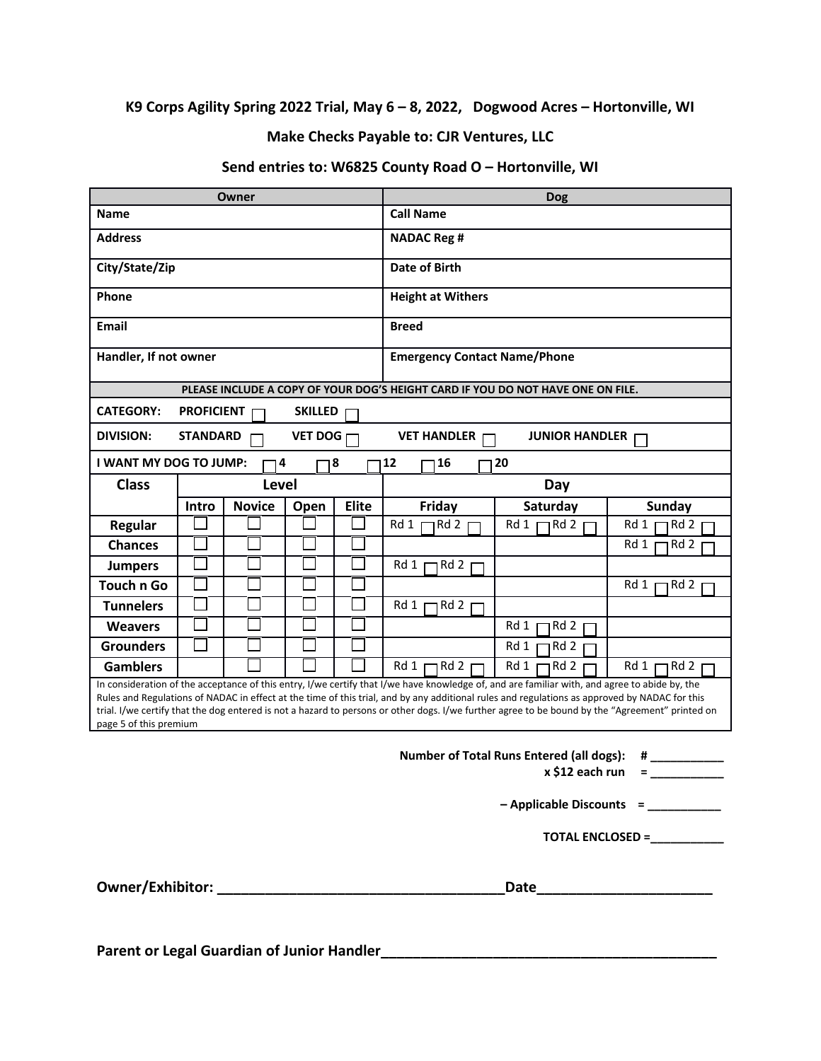**K9 Corps Agility Spring 2022 Trial, May 6 – 8, 2022, Dogwood Acres – Hortonville, WI**

**Make Checks Payable to: CJR Ventures, LLC**

**Send entries to: W6825 County Road O – Hortonville, WI**

| Owner | Dog |
|---|---|
| **Name** | **Call Name** |
| **Address** | **NADAC Reg #** |
| **City/State/Zip** | **Date of Birth** |
| **Phone** | **Height at Withers** |
| **Email** | **Breed** |
| **Handler, If not owner** | **Emergency Contact Name/Phone** |

**PLEASE INCLUDE A COPY OF YOUR DOG'S HEIGHT CARD IF YOU DO NOT HAVE ONE ON FILE.**

**CATEGORY:** PROFICIENT ☐ SKILLED ☐

**DIVISION:** STANDARD ☐ VET DOG ☐ VET HANDLER ☐ JUNIOR HANDLER ☐

**I WANT MY DOG TO JUMP:** ☐ 4 ☐ 8 ☐ 12 ☐ 16 ☐ 20

| Class | Level | | | | Day | | |
|---|---|---|---|---|---|---|---|
| | Intro | Novice | Open | Elite | Friday | Saturday | Sunday |
| Regular | ☐ | ☐ | ☐ | ☐ | Rd 1 ☐ Rd 2 ☐ | Rd 1 ☐ Rd 2 ☐ | Rd 1 ☐ Rd 2 ☐ |
| Chances | ☐ | ☐ | ☐ | ☐ | | | Rd 1 ☐ Rd 2 ☐ |
| Jumpers | ☐ | ☐ | ☐ | ☐ | Rd 1 ☐ Rd 2 ☐ | | |
| Touch n Go | ☐ | ☐ | ☐ | ☐ | | | Rd 1 ☐ Rd 2 ☐ |
| Tunnelers | ☐ | ☐ | ☐ | ☐ | Rd 1 ☐ Rd 2 ☐ | | |
| Weavers | ☐ | ☐ | ☐ | ☐ | | Rd 1 ☐ Rd 2 ☐ | |
| Grounders | ☐ | ☐ | ☐ | ☐ | | Rd 1 ☐ Rd 2 ☐ | |
| Gamblers | | ☐ | ☐ | ☐ | Rd 1 ☐ Rd 2 ☐ | Rd 1 ☐ Rd 2 ☐ | Rd 1 ☐ Rd 2 ☐ |

In consideration of the acceptance of this entry, I/we certify that I/we have knowledge of, and are familiar with, and agree to abide by, the Rules and Regulations of NADAC in effect at the time of this trial, and by any additional rules and regulations as approved by NADAC for this trial. I/we certify that the dog entered is not a hazard to persons or other dogs. I/we further agree to be bound by the "Agreement" printed on page 5 of this premium

**Number of Total Runs Entered (all dogs): # ___________**

**x $12 each run = ___________**

**– Applicable Discounts = ___________**

**TOTAL ENCLOSED =___________**

**Owner/Exhibitor: _____________________________________Date______________________**

**Parent or Legal Guardian of Junior Handler___________________________________________**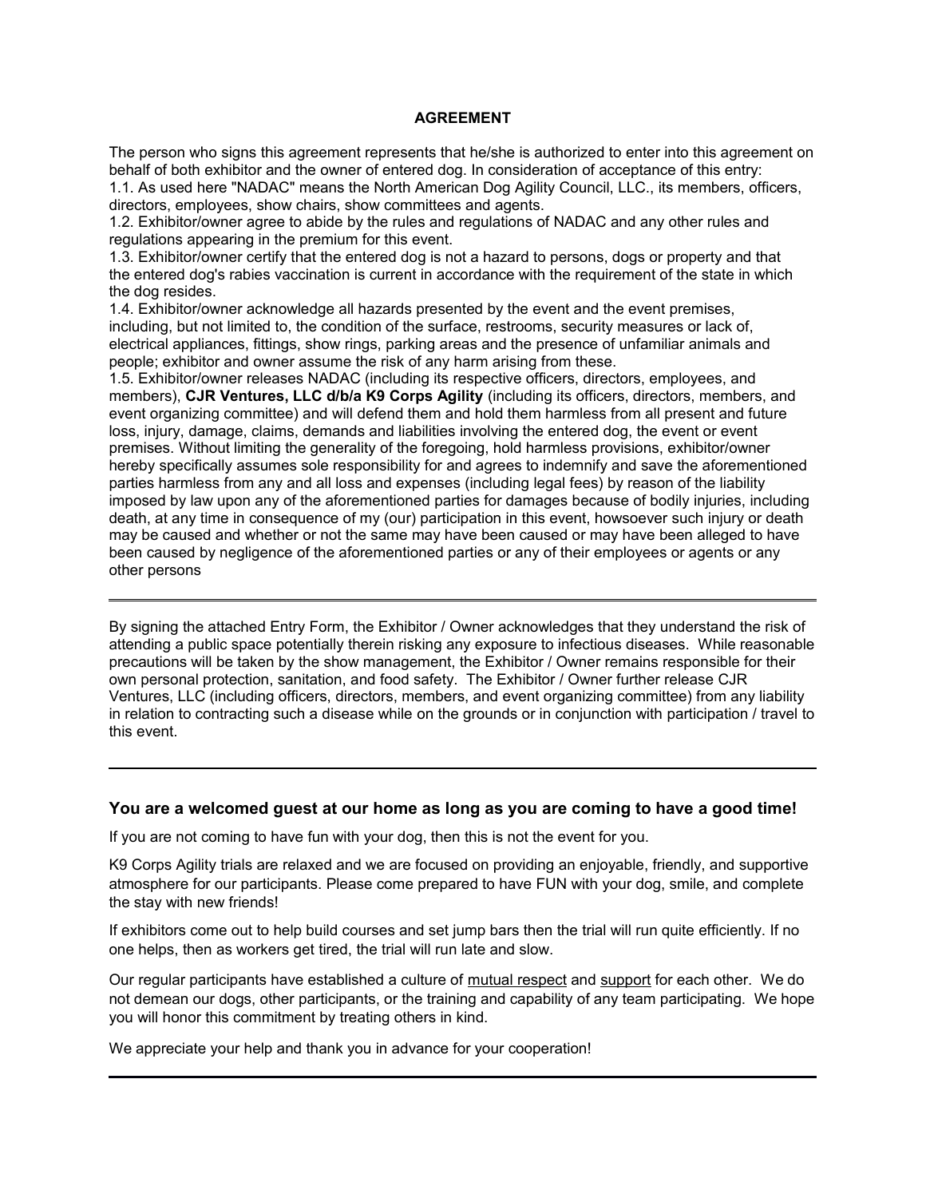## AGREEMENT

The person who signs this agreement represents that he/she is authorized to enter into this agreement on behalf of both exhibitor and the owner of entered dog. In consideration of acceptance of this entry:

1.1. As used here "NADAC" means the North American Dog Agility Council, LLC., its members, officers, directors, employees, show chairs, show committees and agents.

1.2. Exhibitor/owner agree to abide by the rules and regulations of NADAC and any other rules and regulations appearing in the premium for this event.

1.3. Exhibitor/owner certify that the entered dog is not a hazard to persons, dogs or property and that the entered dog's rabies vaccination is current in accordance with the requirement of the state in which the dog resides.

1.4. Exhibitor/owner acknowledge all hazards presented by the event and the event premises, including, but not limited to, the condition of the surface, restrooms, security measures or lack of, electrical appliances, fittings, show rings, parking areas and the presence of unfamiliar animals and people; exhibitor and owner assume the risk of any harm arising from these.

1.5. Exhibitor/owner releases NADAC (including its respective officers, directors, employees, and members), **CJR Ventures, LLC d/b/a K9 Corps Agility** (including its officers, directors, members, and event organizing committee) and will defend them and hold them harmless from all present and future loss, injury, damage, claims, demands and liabilities involving the entered dog, the event or event premises. Without limiting the generality of the foregoing, hold harmless provisions, exhibitor/owner hereby specifically assumes sole responsibility for and agrees to indemnify and save the aforementioned parties harmless from any and all loss and expenses (including legal fees) by reason of the liability imposed by law upon any of the aforementioned parties for damages because of bodily injuries, including death, at any time in consequence of my (our) participation in this event, howsoever such injury or death may be caused and whether or not the same may have been caused or may have been alleged to have been caused by negligence of the aforementioned parties or any of their employees or agents or any other persons

---

By signing the attached Entry Form, the Exhibitor / Owner acknowledges that they understand the risk of attending a public space potentially therein risking any exposure to infectious diseases. While reasonable precautions will be taken by the show management, the Exhibitor / Owner remains responsible for their own personal protection, sanitation, and food safety. The Exhibitor / Owner further release CJR Ventures, LLC (including officers, directors, members, and event organizing committee) from any liability in relation to contracting such a disease while on the grounds or in conjunction with participation / travel to this event.

---

### You are a welcomed guest at our home as long as you are coming to have a good time!

If you are not coming to have fun with your dog, then this is not the event for you.

K9 Corps Agility trials are relaxed and we are focused on providing an enjoyable, friendly, and supportive atmosphere for our participants. Please come prepared to have FUN with your dog, smile, and complete the stay with new friends!

If exhibitors come out to help build courses and set jump bars then the trial will run quite efficiently. If no one helps, then as workers get tired, the trial will run late and slow.

Our regular participants have established a culture of mutual respect and support for each other. We do not demean our dogs, other participants, or the training and capability of any team participating. We hope you will honor this commitment by treating others in kind.

We appreciate your help and thank you in advance for your cooperation!

---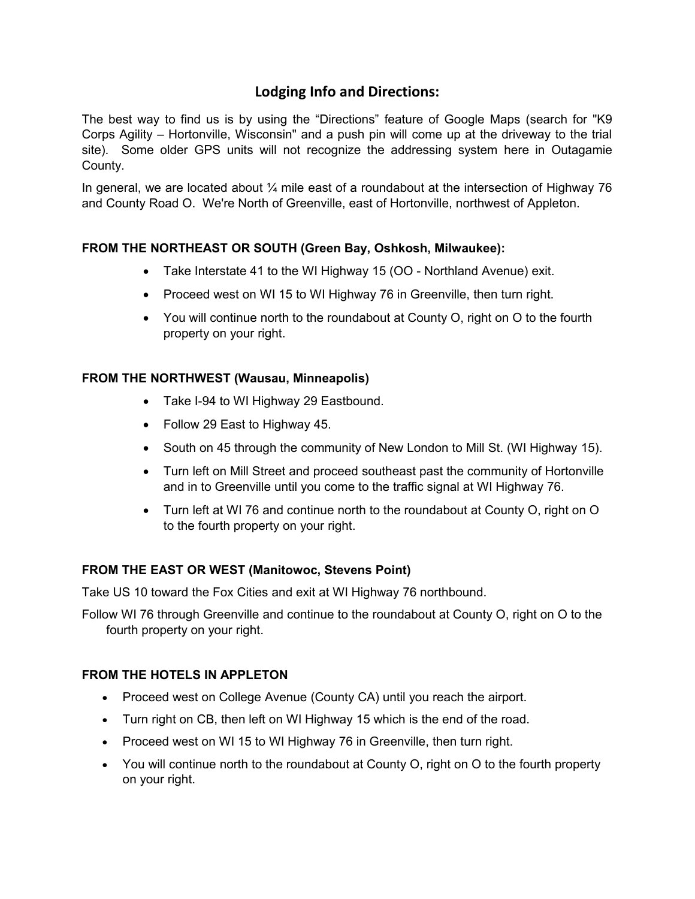## Lodging Info and Directions:

The best way to find us is by using the “Directions” feature of Google Maps (search for "K9 Corps Agility – Hortonville, Wisconsin" and a push pin will come up at the driveway to the trial site). Some older GPS units will not recognize the addressing system here in Outagamie County.

In general, we are located about ¼ mile east of a roundabout at the intersection of Highway 76 and County Road O. We're North of Greenville, east of Hortonville, northwest of Appleton.

**FROM THE NORTHEAST OR SOUTH (Green Bay, Oshkosh, Milwaukee):**

- Take Interstate 41 to the WI Highway 15 (OO - Northland Avenue) exit.
- Proceed west on WI 15 to WI Highway 76 in Greenville, then turn right.
- You will continue north to the roundabout at County O, right on O to the fourth property on your right.

**FROM THE NORTHWEST (Wausau, Minneapolis)**

- Take I-94 to WI Highway 29 Eastbound.
- Follow 29 East to Highway 45.
- South on 45 through the community of New London to Mill St. (WI Highway 15).
- Turn left on Mill Street and proceed southeast past the community of Hortonville and in to Greenville until you come to the traffic signal at WI Highway 76.
- Turn left at WI 76 and continue north to the roundabout at County O, right on O to the fourth property on your right.

**FROM THE EAST OR WEST (Manitowoc, Stevens Point)**

Take US 10 toward the Fox Cities and exit at WI Highway 76 northbound.

Follow WI 76 through Greenville and continue to the roundabout at County O, right on O to the fourth property on your right.

**FROM THE HOTELS IN APPLETON**

- Proceed west on College Avenue (County CA) until you reach the airport.
- Turn right on CB, then left on WI Highway 15 which is the end of the road.
- Proceed west on WI 15 to WI Highway 76 in Greenville, then turn right.
- You will continue north to the roundabout at County O, right on O to the fourth property on your right.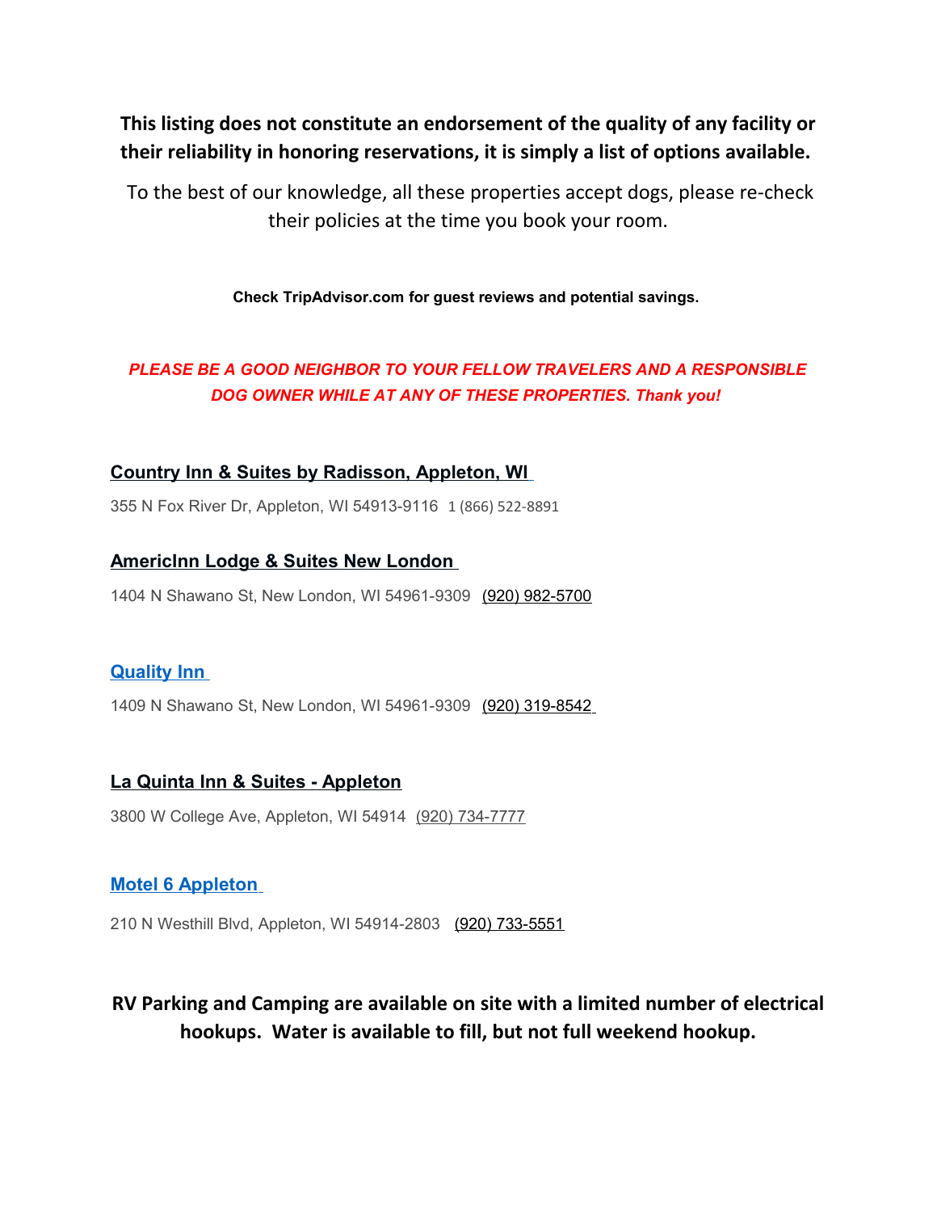**This listing does not constitute an endorsement of the quality of any facility or their reliability in honoring reservations, it is simply a list of options available.**

To the best of our knowledge, all these properties accept dogs, please re-check their policies at the time you book your room.

**Check TripAdvisor.com for guest reviews and potential savings.**

***PLEASE BE A GOOD NEIGHBOR TO YOUR FELLOW TRAVELERS AND A RESPONSIBLE DOG OWNER WHILE AT ANY OF THESE PROPERTIES. Thank you!***

**Country Inn & Suites by Radisson, Appleton, WI**

355 N Fox River Dr, Appleton, WI 54913-9116 1 (866) 522-8891

**AmericInn Lodge & Suites New London**

1404 N Shawano St, New London, WI 54961-9309 (920) 982-5700

**Quality Inn**

1409 N Shawano St, New London, WI 54961-9309 (920) 319-8542

**La Quinta Inn & Suites - Appleton**

3800 W College Ave, Appleton, WI 54914 (920) 734-7777

**Motel 6 Appleton**

210 N Westhill Blvd, Appleton, WI 54914-2803 (920) 733-5551

**RV Parking and Camping are available on site with a limited number of electrical hookups. Water is available to fill, but not full weekend hookup.**